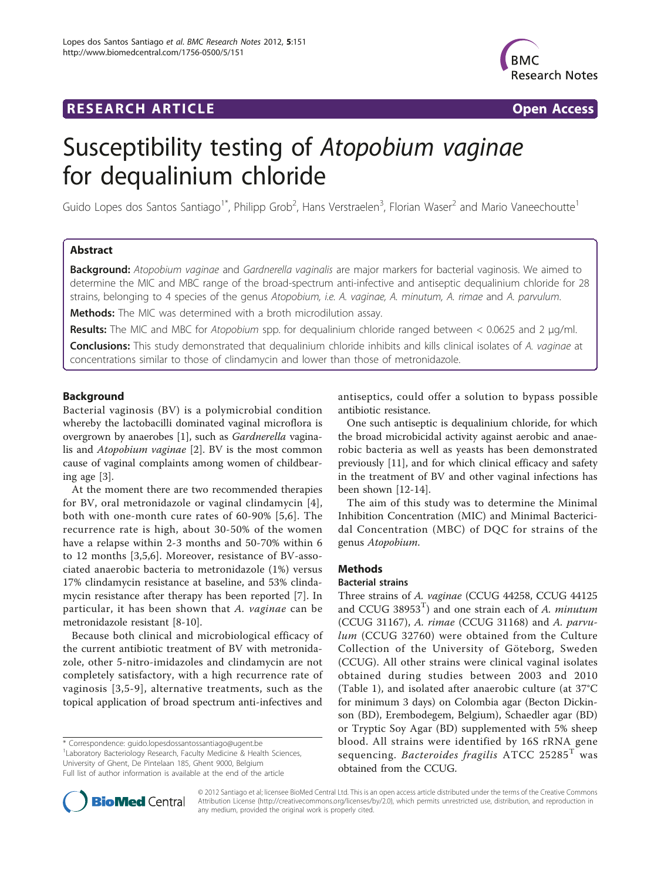RESEARCH ARTICLE Open Access

# Susceptibility testing of *Atopobium vaginae* for dequalinium chloride

Guido Lopes dos Santos Santiago[1*], Philipp Grob[2], Hans Verstraelen[3], Florian Waser[2] and Mario Vaneechoutte[1]

## Abstract

**Background:** *Atopobium vaginae* and *Gardnerella vaginalis* are major markers for bacterial vaginosis. We aimed to determine the MIC and MBC range of the broad-spectrum anti-infective and antiseptic dequalinium chloride for 28 strains, belonging to 4 species of the genus *Atopobium, i.e. A. vaginae, A. minutum, A. rimae* and *A. parvulum*.

**Methods:** The MIC was determined with a broth microdilution assay.

**Results:** The MIC and MBC for *Atopobium* spp. for dequalinium chloride ranged between < 0.0625 and 2 μg/ml.

**Conclusions:** This study demonstrated that dequalinium chloride inhibits and kills clinical isolates of *A. vaginae* at concentrations similar to those of clindamycin and lower than those of metronidazole.

## Background

Bacterial vaginosis (BV) is a polymicrobial condition whereby the lactobacilli dominated vaginal microflora is overgrown by anaerobes [1], such as *Gardnerella* vaginalis and *Atopobium vaginae* [2]. BV is the most common cause of vaginal complaints among women of childbearing age [3].

At the moment there are two recommended therapies for BV, oral metronidazole or vaginal clindamycin [4], both with one-month cure rates of 60-90% [5,6]. The recurrence rate is high, about 30-50% of the women have a relapse within 2-3 months and 50-70% within 6 to 12 months [3,5,6]. Moreover, resistance of BV-associated anaerobic bacteria to metronidazole (1%) versus 17% clindamycin resistance at baseline, and 53% clindamycin resistance after therapy has been reported [7]. In particular, it has been shown that *A. vaginae* can be metronidazole resistant [8-10].

Because both clinical and microbiological efficacy of the current antibiotic treatment of BV with metronidazole, other 5-nitro-imidazoles and clindamycin are not completely satisfactory, with a high recurrence rate of vaginosis [3,5-9], alternative treatments, such as the topical application of broad spectrum anti-infectives and antiseptics, could offer a solution to bypass possible antibiotic resistance.

One such antiseptic is dequalinium chloride, for which the broad microbicidal activity against aerobic and anaerobic bacteria as well as yeasts has been demonstrated previously [11], and for which clinical efficacy and safety in the treatment of BV and other vaginal infections has been shown [12-14].

The aim of this study was to determine the Minimal Inhibition Concentration (MIC) and Minimal Bactericidal Concentration (MBC) of DQC for strains of the genus *Atopobium*.

## Methods

### Bacterial strains

Three strains of *A. vaginae* (CCUG 44258, CCUG 44125 and CCUG 38953$^T$) and one strain each of *A. minutum* (CCUG 31167), *A. rimae* (CCUG 31168) and *A. parvulum* (CCUG 32760) were obtained from the Culture Collection of the University of Göteborg, Sweden (CCUG). All other strains were clinical vaginal isolates obtained during studies between 2003 and 2010 (Table 1), and isolated after anaerobic culture (at 37°C for minimum 3 days) on Colombia agar (Becton Dickinson (BD), Erembodegem, Belgium), Schaedler agar (BD) or Tryptic Soy Agar (BD) supplemented with 5% sheep blood. All strains were identified by 16S rRNA gene sequencing. *Bacteroides fragilis* ATCC 25285$^T$ was obtained from the CCUG.

\* Correspondence: guido.lopesdossantossantiago@ugent.be
[1]Laboratory Bacteriology Research, Faculty Medicine & Health Sciences, University of Ghent, De Pintelaan 185, Ghent 9000, Belgium
Full list of author information is available at the end of the article

© 2012 Santiago et al; licensee BioMed Central Ltd. This is an open access article distributed under the terms of the Creative Commons Attribution License (http://creativecommons.org/licenses/by/2.0), which permits unrestricted use, distribution, and reproduction in any medium, provided the original work is properly cited.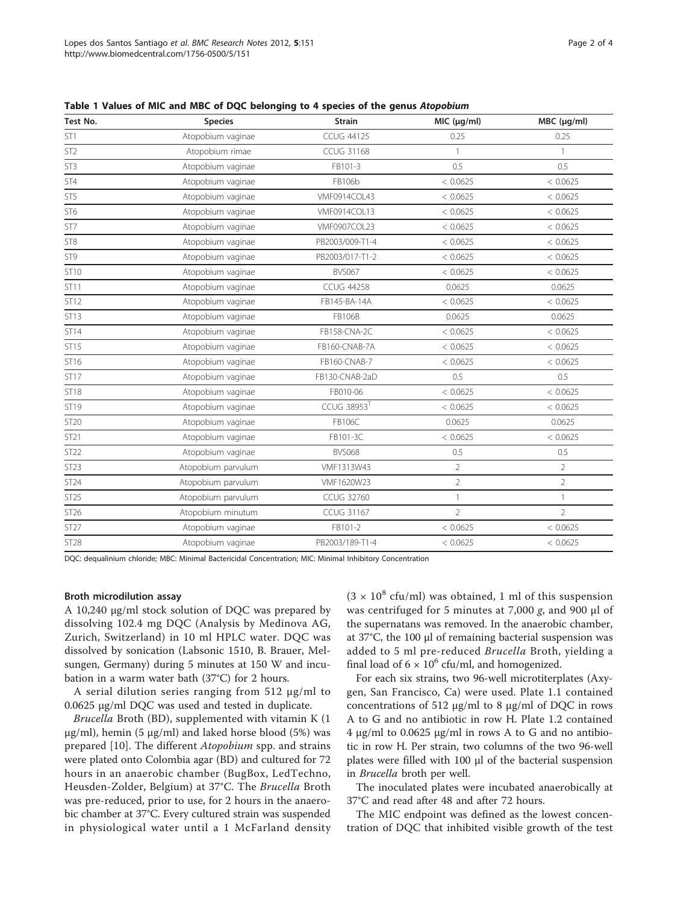**Table 1 Values of MIC and MBC of DQC belonging to 4 species of the genus *Atopobium***

| Test No. | Species | Strain | MIC (μg/ml) | MBC (μg/ml) |
|---|---|---|---|---|
| ST1 | Atopobium vaginae | CCUG 44125 | 0.25 | 0.25 |
| ST2 | Atopobium rimae | CCUG 31168 | 1 | 1 |
| ST3 | Atopobium vaginae | FB101-3 | 0.5 | 0.5 |
| ST4 | Atopobium vaginae | FB106b | < 0.0625 | < 0.0625 |
| ST5 | Atopobium vaginae | VMF0914COL43 | < 0.0625 | < 0.0625 |
| ST6 | Atopobium vaginae | VMF0914COL13 | < 0.0625 | < 0.0625 |
| ST7 | Atopobium vaginae | VMF0907COL23 | < 0.0625 | < 0.0625 |
| ST8 | Atopobium vaginae | PB2003/009-T1-4 | < 0.0625 | < 0.0625 |
| ST9 | Atopobium vaginae | PB2003/017-T1-2 | < 0.0625 | < 0.0625 |
| ST10 | Atopobium vaginae | BVS067 | < 0.0625 | < 0.0625 |
| ST11 | Atopobium vaginae | CCUG 44258 | 0.0625 | 0.0625 |
| ST12 | Atopobium vaginae | FB145-BA-14A | < 0.0625 | < 0.0625 |
| ST13 | Atopobium vaginae | FB106B | 0.0625 | 0.0625 |
| ST14 | Atopobium vaginae | FB158-CNA-2C | < 0.0625 | < 0.0625 |
| ST15 | Atopobium vaginae | FB160-CNAB-7A | < 0.0625 | < 0.0625 |
| ST16 | Atopobium vaginae | FB160-CNAB-7 | < 0.0625 | < 0.0625 |
| ST17 | Atopobium vaginae | FB130-CNAB-2aD | 0.5 | 0.5 |
| ST18 | Atopobium vaginae | FB010-06 | < 0.0625 | < 0.0625 |
| ST19 | Atopobium vaginae | CCUG 38953$^T$ | < 0.0625 | < 0.0625 |
| ST20 | Atopobium vaginae | FB106C | 0.0625 | 0.0625 |
| ST21 | Atopobium vaginae | FB101-3C | < 0.0625 | < 0.0625 |
| ST22 | Atopobium vaginae | BVS068 | 0.5 | 0.5 |
| ST23 | Atopobium parvulum | VMF1313W43 | 2 | 2 |
| ST24 | Atopobium parvulum | VMF1620W23 | 2 | 2 |
| ST25 | Atopobium parvulum | CCUG 32760 | 1 | 1 |
| ST26 | Atopobium minutum | CCUG 31167 | 2 | 2 |
| ST27 | Atopobium vaginae | FB101-2 | < 0.0625 | < 0.0625 |
| ST28 | Atopobium vaginae | PB2003/189-T1-4 | < 0.0625 | < 0.0625 |

DQC: dequalinium chloride; MBC: Minimal Bactericidal Concentration; MIC: Minimal Inhibitory Concentration

#### Broth microdilution assay

A 10,240 μg/ml stock solution of DQC was prepared by dissolving 102.4 mg DQC (Analysis by Medinova AG, Zurich, Switzerland) in 10 ml HPLC water. DQC was dissolved by sonication (Labsonic 1510, B. Brauer, Melsungen, Germany) during 5 minutes at 150 W and incubation in a warm water bath (37°C) for 2 hours.

A serial dilution series ranging from 512 μg/ml to 0.0625 μg/ml DQC was used and tested in duplicate.

*Brucella* Broth (BD), supplemented with vitamin K (1 μg/ml), hemin (5 μg/ml) and laked horse blood (5%) was prepared [10]. The different *Atopobium* spp. and strains were plated onto Colombia agar (BD) and cultured for 72 hours in an anaerobic chamber (BugBox, LedTechno, Heusden-Zolder, Belgium) at 37°C. The *Brucella* Broth was pre-reduced, prior to use, for 2 hours in the anaerobic chamber at 37°C. Every cultured strain was suspended in physiological water until a 1 McFarland density ($3 \times 10^8$ cfu/ml) was obtained, 1 ml of this suspension was centrifuged for 5 minutes at 7,000 *g*, and 900 μl of the supernatans was removed. In the anaerobic chamber, at 37°C, the 100 μl of remaining bacterial suspension was added to 5 ml pre-reduced *Brucella* Broth, yielding a final load of $6 \times 10^6$ cfu/ml, and homogenized.

For each six strains, two 96-well microtiterplates (Axygen, San Francisco, Ca) were used. Plate 1.1 contained concentrations of 512 μg/ml to 8 μg/ml of DQC in rows A to G and no antibiotic in row H. Plate 1.2 contained 4 μg/ml to 0.0625 μg/ml in rows A to G and no antibiotic in row H. Per strain, two columns of the two 96-well plates were filled with 100 μl of the bacterial suspension in *Brucella* broth per well.

The inoculated plates were incubated anaerobically at 37°C and read after 48 and after 72 hours.

The MIC endpoint was defined as the lowest concentration of DQC that inhibited visible growth of the test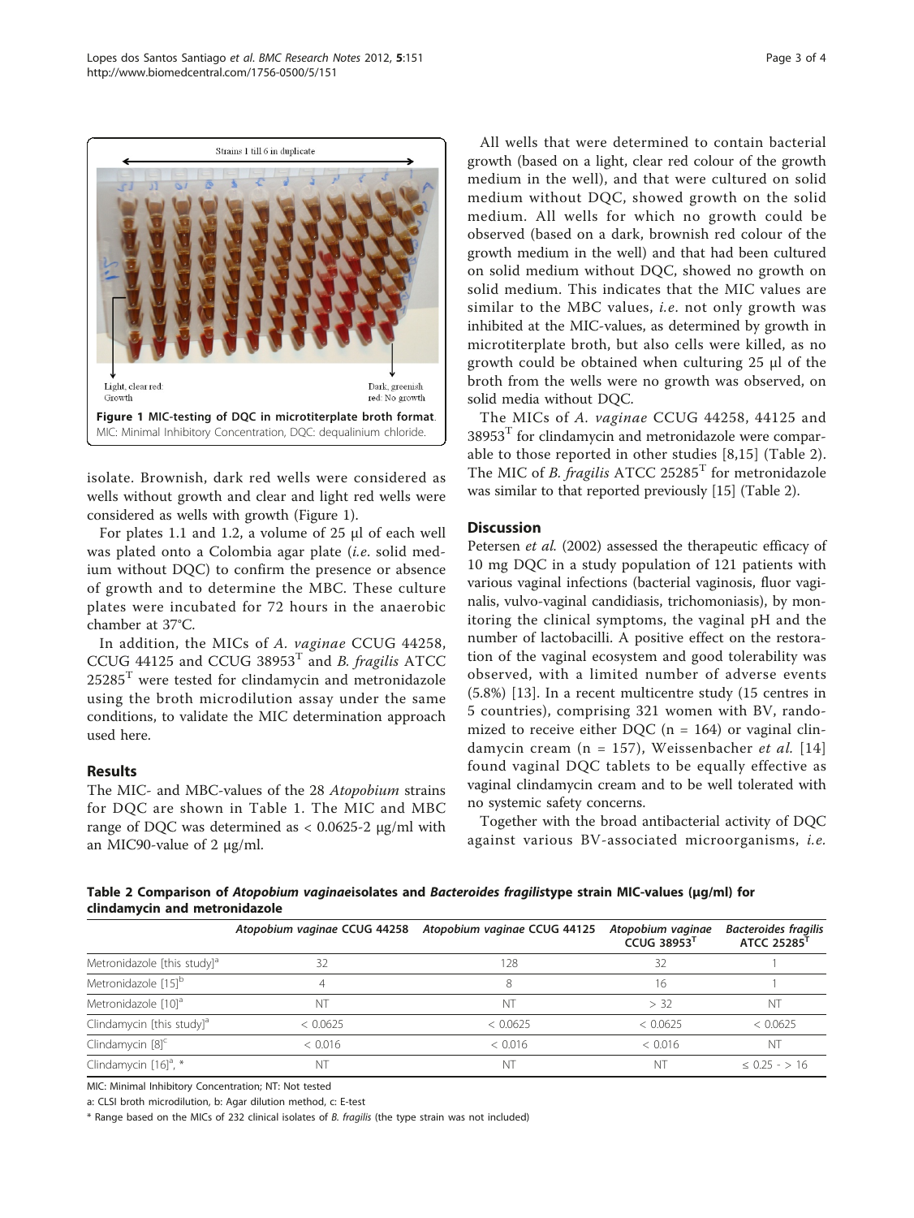Figure 1 MIC-testing of DQC in microtiterplate broth format. MIC: Minimal Inhibitory Concentration, DQC: dequalinium chloride.

isolate. Brownish, dark red wells were considered as wells without growth and clear and light red wells were considered as wells with growth (Figure 1).

For plates 1.1 and 1.2, a volume of 25 μl of each well was plated onto a Colombia agar plate (*i.e.* solid medium without DQC) to confirm the presence or absence of growth and to determine the MBC. These culture plates were incubated for 72 hours in the anaerobic chamber at 37°C.

In addition, the MICs of *A. vaginae* CCUG 44258, CCUG 44125 and CCUG 38953[T] and *B. fragilis* ATCC 25285[T] were tested for clindamycin and metronidazole using the broth microdilution assay under the same conditions, to validate the MIC determination approach used here.

## Results

The MIC- and MBC-values of the 28 *Atopobium* strains for DQC are shown in Table 1. The MIC and MBC range of DQC was determined as < 0.0625-2 μg/ml with an MIC90-value of 2 μg/ml.

All wells that were determined to contain bacterial growth (based on a light, clear red colour of the growth medium in the well), and that were cultured on solid medium without DQC, showed growth on the solid medium. All wells for which no growth could be observed (based on a dark, brownish red colour of the growth medium in the well) and that had been cultured on solid medium without DQC, showed no growth on solid medium. This indicates that the MIC values are similar to the MBC values, *i.e.* not only growth was inhibited at the MIC-values, as determined by growth in microtiterplate broth, but also cells were killed, as no growth could be obtained when culturing 25 μl of the broth from the wells were no growth was observed, on solid media without DQC.

The MICs of *A. vaginae* CCUG 44258, 44125 and 38953[T] for clindamycin and metronidazole were comparable to those reported in other studies [8,15] (Table 2). The MIC of *B. fragilis* ATCC 25285[T] for metronidazole was similar to that reported previously [15] (Table 2).

## Discussion

Petersen *et al.* (2002) assessed the therapeutic efficacy of 10 mg DQC in a study population of 121 patients with various vaginal infections (bacterial vaginosis, fluor vaginalis, vulvo-vaginal candidiasis, trichomoniasis), by monitoring the clinical symptoms, the vaginal pH and the number of lactobacilli. A positive effect on the restoration of the vaginal ecosystem and good tolerability was observed, with a limited number of adverse events (5.8%) [13]. In a recent multicentre study (15 centres in 5 countries), comprising 321 women with BV, randomized to receive either DQC (n = 164) or vaginal clindamycin cream (n = 157), Weissenbacher *et al.* [14] found vaginal DQC tablets to be equally effective as vaginal clindamycin cream and to be well tolerated with no systemic safety concerns.

Together with the broad antibacterial activity of DQC against various BV-associated microorganisms, *i.e.*

**Table 2 Comparison of *Atopobium vaginae* isolates and *Bacteroides fragilis* type strain MIC-values (μg/ml) for clindamycin and metronidazole**

| | *Atopobium vaginae* CCUG 44258 | *Atopobium vaginae* CCUG 44125 | *Atopobium vaginae* CCUG 38953[T] | *Bacteroides fragilis* ATCC 25285[T] |
|---|---|---|---|---|
| Metronidazole [this study][a] | 32 | 128 | 32 | 1 |
| Metronidazole [15][b] | 4 | 8 | 16 | 1 |
| Metronidazole [10][a] | NT | NT | > 32 | NT |
| Clindamycin [this study][a] | < 0.0625 | < 0.0625 | < 0.0625 | < 0.0625 |
| Clindamycin [8][c] | < 0.016 | < 0.016 | < 0.016 | NT |
| Clindamycin [16][a], * | NT | NT | NT | ≤ 0.25 - > 16 |

MIC: Minimal Inhibitory Concentration; NT: Not tested

a: CLSI broth microdilution, b: Agar dilution method, c: E-test

\* Range based on the MICs of 232 clinical isolates of *B. fragilis* (the type strain was not included)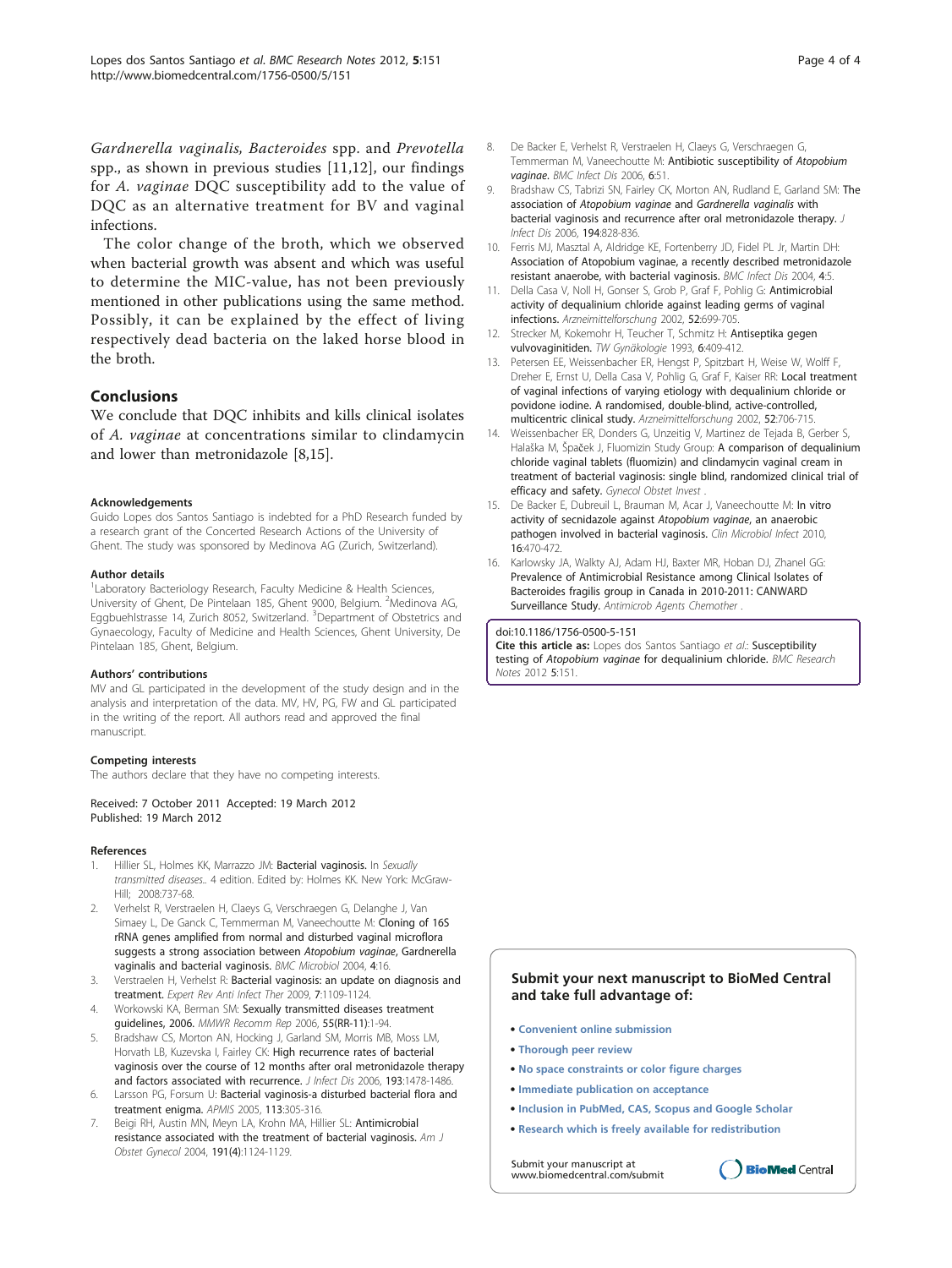*Gardnerella vaginalis*, *Bacteroides* spp. and *Prevotella* spp., as shown in previous studies [11,12], our findings for *A. vaginae* DQC susceptibility add to the value of DQC as an alternative treatment for BV and vaginal infections.

The color change of the broth, which we observed when bacterial growth was absent and which was useful to determine the MIC-value, has not been previously mentioned in other publications using the same method. Possibly, it can be explained by the effect of living respectively dead bacteria on the laked horse blood in the broth.

## Conclusions

We conclude that DQC inhibits and kills clinical isolates of *A. vaginae* at concentrations similar to clindamycin and lower than metronidazole [8,15].

#### Acknowledgements

Guido Lopes dos Santos Santiago is indebted for a PhD Research funded by a research grant of the Concerted Research Actions of the University of Ghent. The study was sponsored by Medinova AG (Zurich, Switzerland).

#### Author details

[1]Laboratory Bacteriology Research, Faculty Medicine & Health Sciences, University of Ghent, De Pintelaan 185, Ghent 9000, Belgium. [2]Medinova AG, Eggbuehlstrasse 14, Zurich 8052, Switzerland. [3]Department of Obstetrics and Gynaecology, Faculty of Medicine and Health Sciences, Ghent University, De Pintelaan 185, Ghent, Belgium.

#### Authors' contributions

MV and GL participated in the development of the study design and in the analysis and interpretation of the data. MV, HV, PG, FW and GL participated in the writing of the report. All authors read and approved the final manuscript.

#### Competing interests

The authors declare that they have no competing interests.

Received: 7 October 2011 Accepted: 19 March 2012
Published: 19 March 2012

#### References

1. Hillier SL, Holmes KK, Marrazzo JM: **Bacterial vaginosis.** In *Sexually transmitted diseases.*. 4 edition. Edited by: Holmes KK. New York: McGraw-Hill; 2008:737-68.
2. Verhelst R, Verstraelen H, Claeys G, Verschraegen G, Delanghe J, Van Simaey L, De Ganck C, Temmerman M, Vaneechoutte M: **Cloning of 16S rRNA genes amplified from normal and disturbed vaginal microflora suggests a strong association between *Atopobium vaginae*, Gardnerella vaginalis and bacterial vaginosis.** *BMC Microbiol* 2004, **4**:16.
3. Verstraelen H, Verhelst R: **Bacterial vaginosis: an update on diagnosis and treatment.** *Expert Rev Anti Infect Ther* 2009, **7**:1109-1124.
4. Workowski KA, Berman SM: **Sexually transmitted diseases treatment guidelines, 2006.** *MMWR Recomm Rep* 2006, **55(RR-11)**:1-94.
5. Bradshaw CS, Morton AN, Hocking J, Garland SM, Morris MB, Moss LM, Horvath LB, Kuzevska I, Fairley CK: **High recurrence rates of bacterial vaginosis over the course of 12 months after oral metronidazole therapy and factors associated with recurrence.** *J Infect Dis* 2006, **193**:1478-1486.
6. Larsson PG, Forsum U: **Bacterial vaginosis-a disturbed bacterial flora and treatment enigma.** *APMIS* 2005, **113**:305-316.
7. Beigi RH, Austin MN, Meyn LA, Krohn MA, Hillier SL: **Antimicrobial resistance associated with the treatment of bacterial vaginosis.** *Am J Obstet Gynecol* 2004, **191(4)**:1124-1129.
8. De Backer E, Verhelst R, Verstraelen H, Claeys G, Verschraegen G, Temmerman M, Vaneechoutte M: **Antibiotic susceptibility of *Atopobium vaginae*.** *BMC Infect Dis* 2006, **6**:51.
9. Bradshaw CS, Tabrizi SN, Fairley CK, Morton AN, Rudland E, Garland SM: **The association of *Atopobium vaginae* and *Gardnerella vaginalis* with bacterial vaginosis and recurrence after oral metronidazole therapy.** *J Infect Dis* 2006, **194**:828-836.
10. Ferris MJ, Masztal A, Aldridge KE, Fortenberry JD, Fidel PL Jr, Martin DH: **Association of Atopobium vaginae, a recently described metronidazole resistant anaerobe, with bacterial vaginosis.** *BMC Infect Dis* 2004, **4**:5.
11. Della Casa V, Noll H, Gonser S, Grob P, Graf F, Pohlig G: **Antimicrobial activity of dequalinium chloride against leading germs of vaginal infections.** *Arzneimittelforschung* 2002, **52**:699-705.
12. Strecker M, Kokemohr H, Teucher T, Schmitz H: **Antiseptika gegen vulvovaginitiden.** *TW Gynäkologie* 1993, **6**:409-412.
13. Petersen EE, Weissenbacher ER, Hengst P, Spitzbart H, Weise W, Wolff F, Dreher E, Ernst U, Della Casa V, Pohlig G, Graf F, Kaiser RR: **Local treatment of vaginal infections of varying etiology with dequalinium chloride or povidone iodine. A randomised, double-blind, active-controlled, multicentric clinical study.** *Arzneimittelforschung* 2002, **52**:706-715.
14. Weissenbacher ER, Donders G, Unzeitig V, Martinez de Tejada B, Gerber S, Halaška M, Špaček J, Fluomizin Study Group: **A comparison of dequalinium chloride vaginal tablets (fluomizin) and clindamycin vaginal cream in treatment of bacterial vaginosis: single blind, randomized clinical trial of efficacy and safety.** *Gynecol Obstet Invest* .
15. De Backer E, Dubreuil L, Brauman M, Acar J, Vaneechoutte M: **In vitro activity of secnidazole against *Atopobium vaginae*, an anaerobic pathogen involved in bacterial vaginosis.** *Clin Microbiol Infect* 2010, **16**:470-472.
16. Karlowsky JA, Walkty AJ, Adam HJ, Baxter MR, Hoban DJ, Zhanel GG: **Prevalence of Antimicrobial Resistance among Clinical Isolates of Bacteroides fragilis group in Canada in 2010-2011: CANWARD Surveillance Study.** *Antimicrob Agents Chemother* .

doi:10.1186/1756-0500-5-151
**Cite this article as:** Lopes dos Santos Santiago *et al.*: Susceptibility testing of *Atopobium vaginae* for dequalinium chloride. *BMC Research Notes* 2012 **5**:151.

### Submit your next manuscript to BioMed Central and take full advantage of:

- **Convenient online submission**
- **Thorough peer review**
- **No space constraints or color figure charges**
- **Immediate publication on acceptance**
- **Inclusion in PubMed, CAS, Scopus and Google Scholar**
- **Research which is freely available for redistribution**

Submit your manuscript at
www.biomedcentral.com/submit

BioMed Central